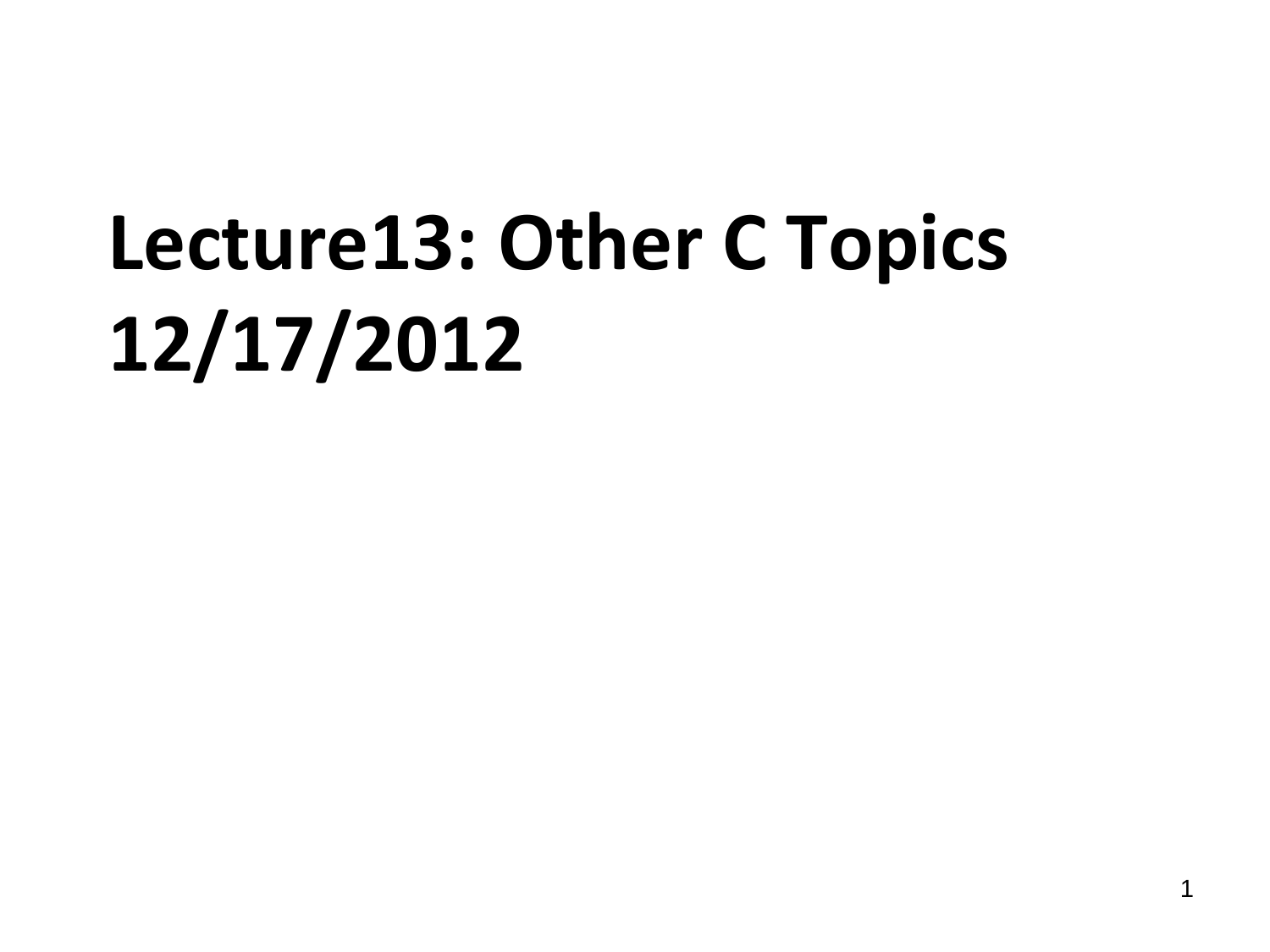# Lecture13: Other C Topics 12/17/2012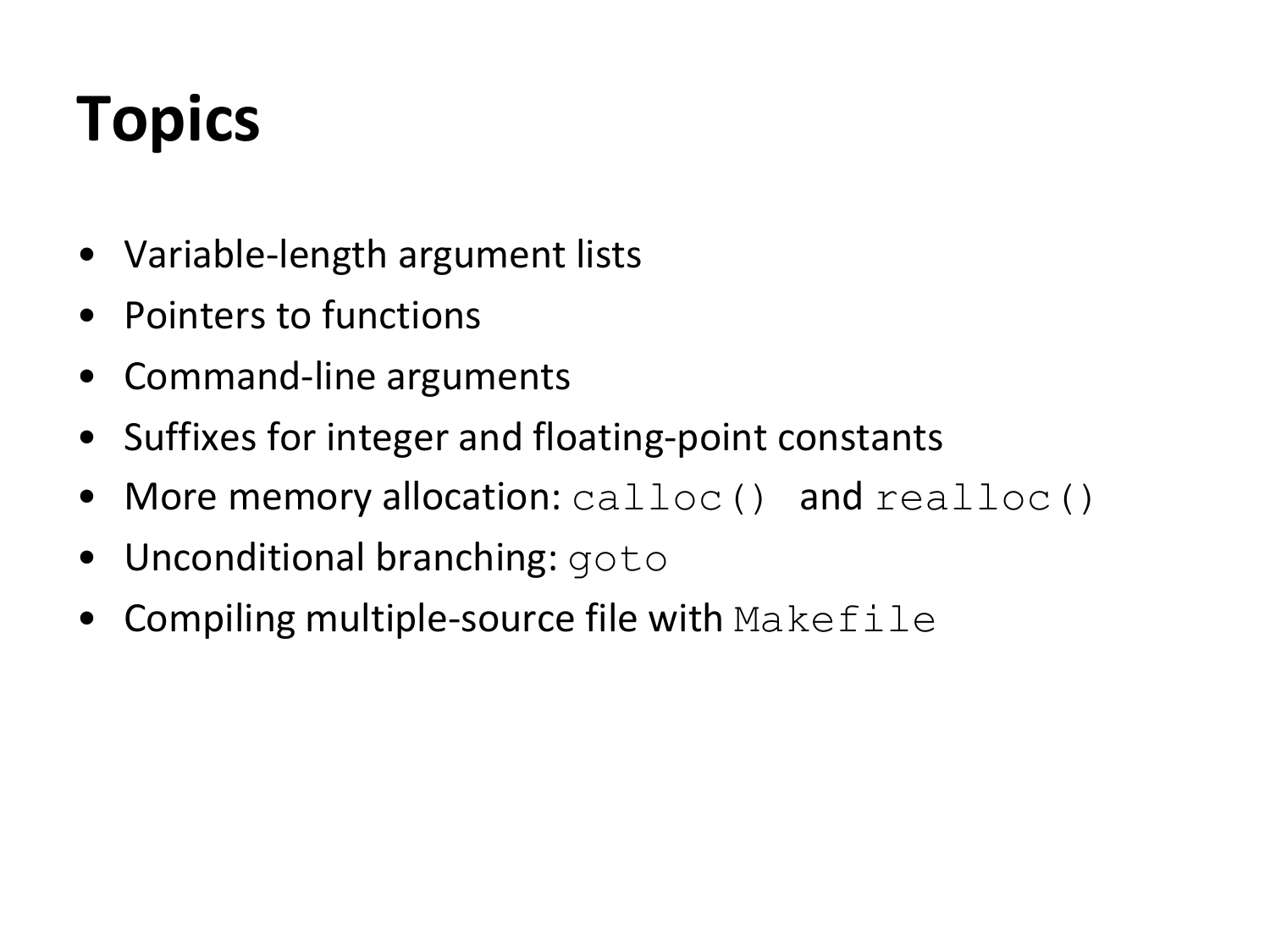# Topics

- Variable-length argument lists
- Pointers to functions
- Command-line arguments
- Suffixes for integer and floating-point constants
- More memory allocation: `calloc()` and `realloc()`
- Unconditional branching: `goto`
- Compiling multiple-source file with `Makefile`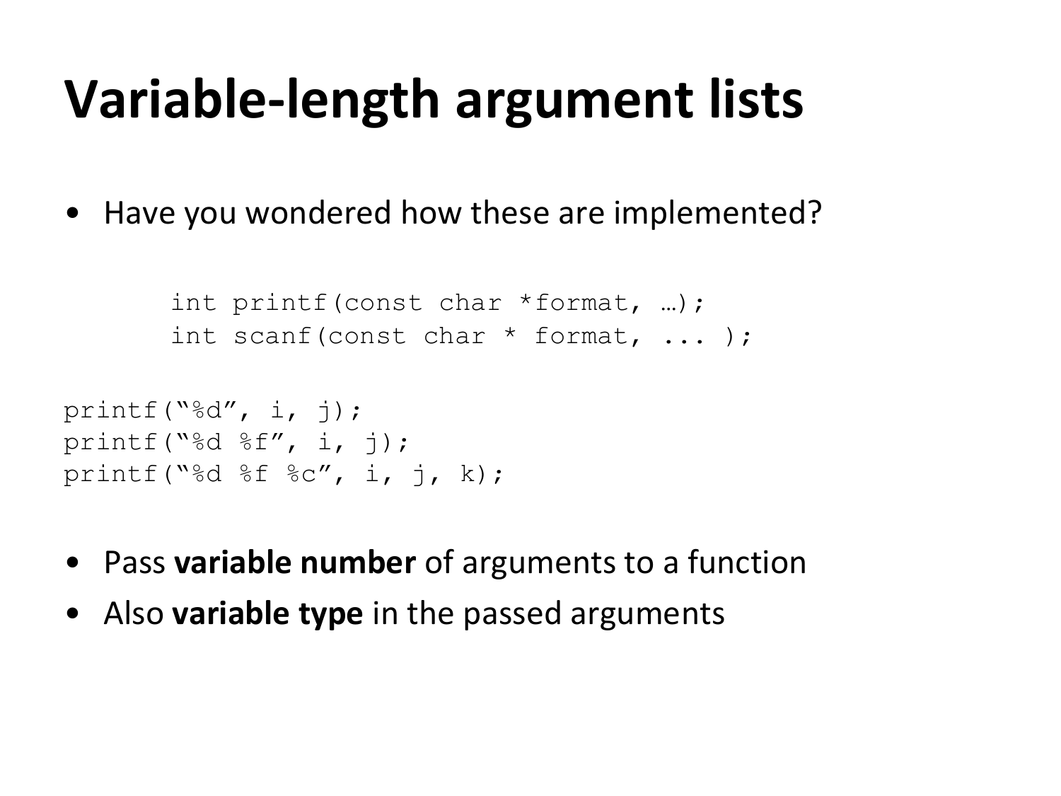# Variable-length argument lists

- Have you wondered how these are implemented?

```
int printf(const char *format, …);
int scanf(const char * format, ... );
```

```
printf(“%d”, i, j);
printf(“%d %f”, i, j);
printf(“%d %f %c”, i, j, k);
```

- Pass **variable number** of arguments to a function
- Also **variable type** in the passed arguments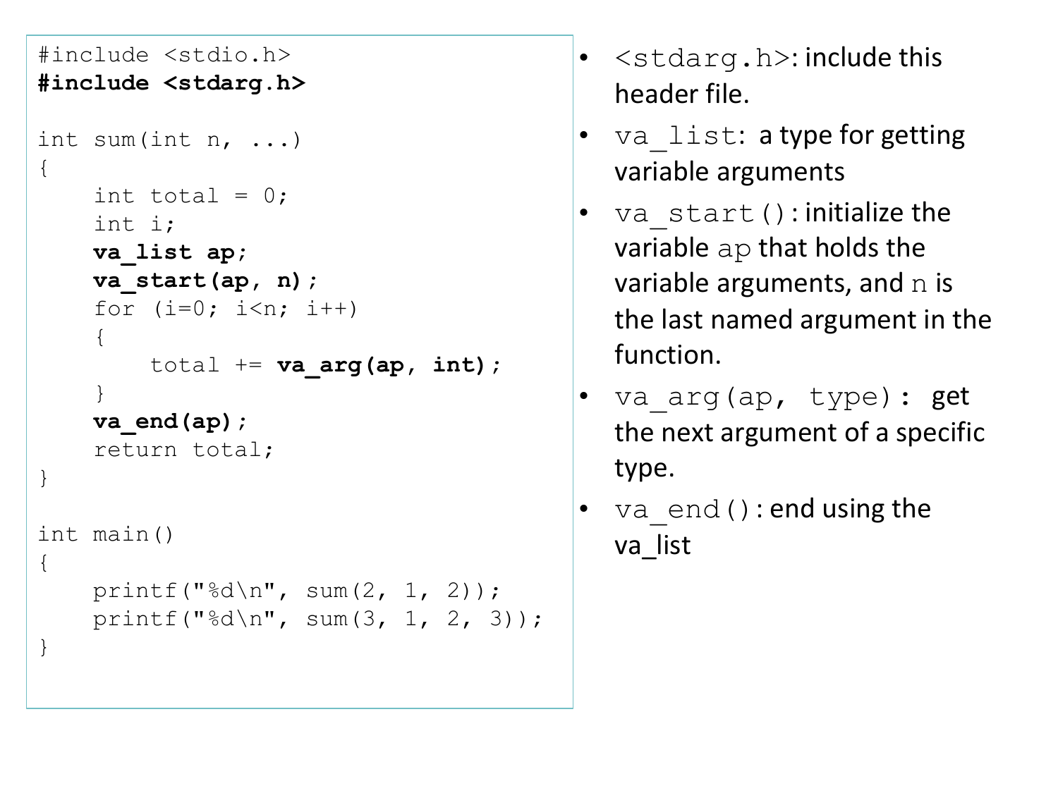```c
#include <stdio.h>
#include <stdarg.h>

int sum(int n, ...)
{
    int total = 0;
    int i;
    va_list ap;
    va_start(ap, n);
    for (i=0; i<n; i++)
    {
        total += va_arg(ap, int);
    }
    va_end(ap);
    return total;
}

int main()
{
    printf("%d\n", sum(2, 1, 2));
    printf("%d\n", sum(3, 1, 2, 3));
}
```

- `<stdarg.h>`: include this header file.
- `va_list`: a type for getting variable arguments
- `va_start()`: initialize the variable `ap` that holds the variable arguments, and `n` is the last named argument in the function.
- `va_arg(ap, type)`: get the next argument of a specific type.
- `va_end()`: end using the va_list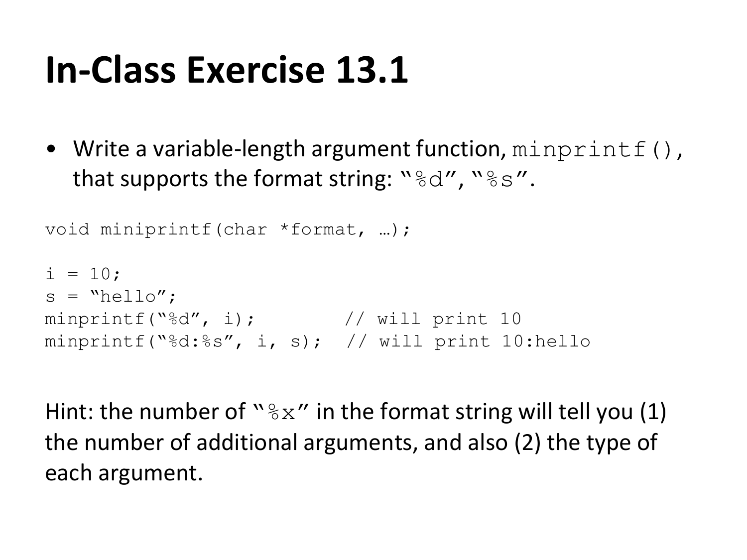# In-Class Exercise 13.1

- Write a variable-length argument function, `minprintf()`, that supports the format string: "`%d`", "`%s`".

```
void miniprintf(char *format, …);

i = 10;
s = "hello";
minprintf("%d", i);         // will print 10
minprintf("%d:%s", i, s);   // will print 10:hello
```

Hint: the number of "`%x`" in the format string will tell you (1) the number of additional arguments, and also (2) the type of each argument.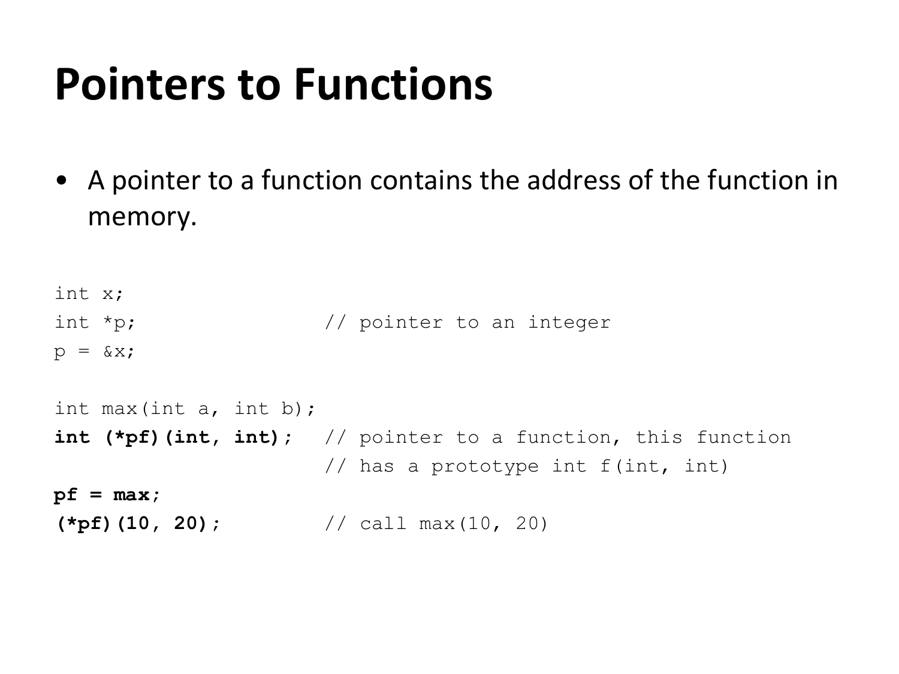# Pointers to Functions

- A pointer to a function contains the address of the function in memory.

```
int x;
int *p;                 // pointer to an integer
p = &x;

int max(int a, int b);
int (*pf)(int, int);    // pointer to a function, this function
                        // has a prototype int f(int, int)
pf = max;
(*pf)(10, 20);          // call max(10, 20)
```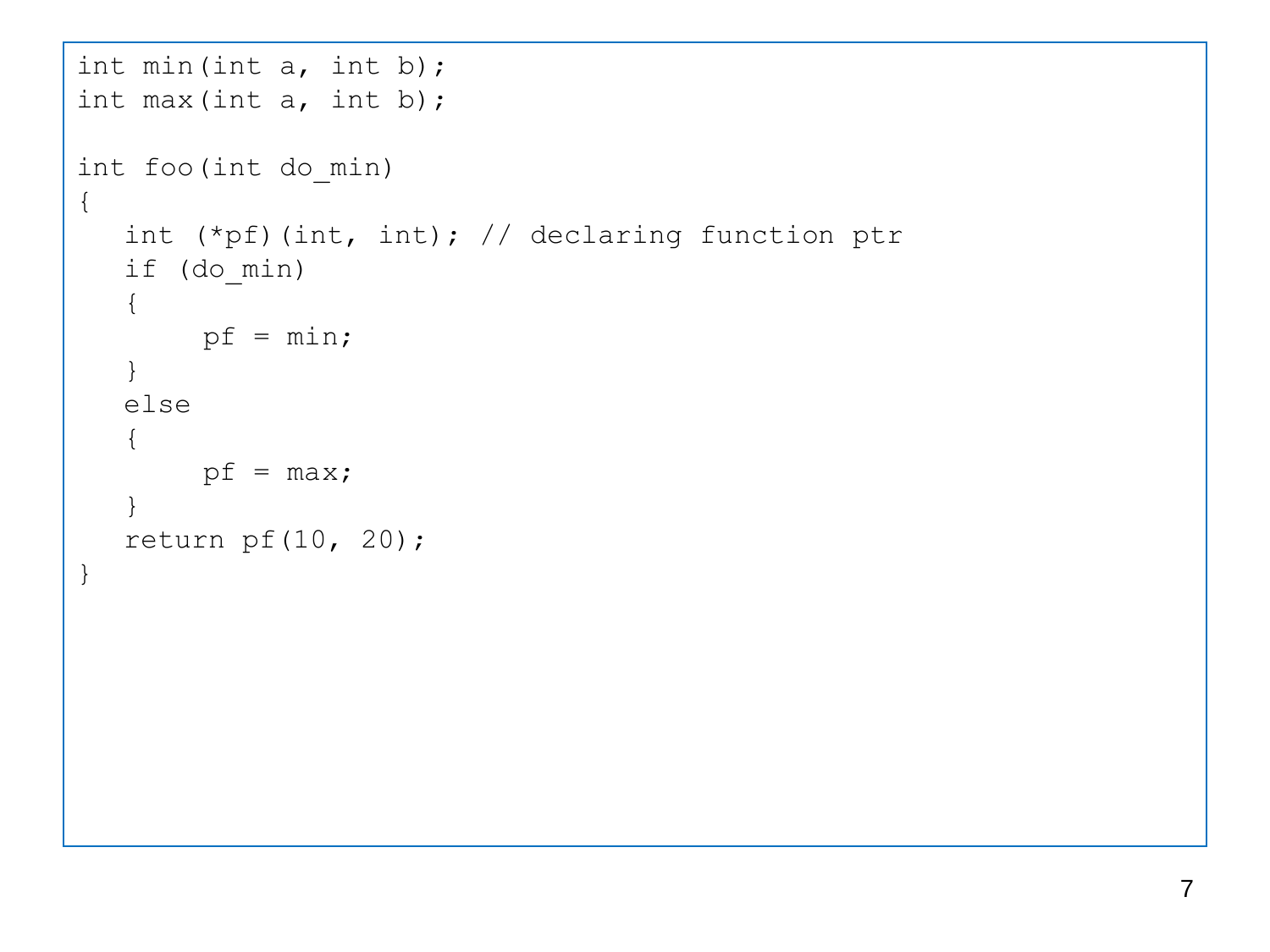```c
int min(int a, int b);
int max(int a, int b);

int foo(int do_min)
{
   int (*pf)(int, int); // declaring function ptr
   if (do_min)
   {
        pf = min;
   }
   else
   {
        pf = max;
   }
   return pf(10, 20);
}
```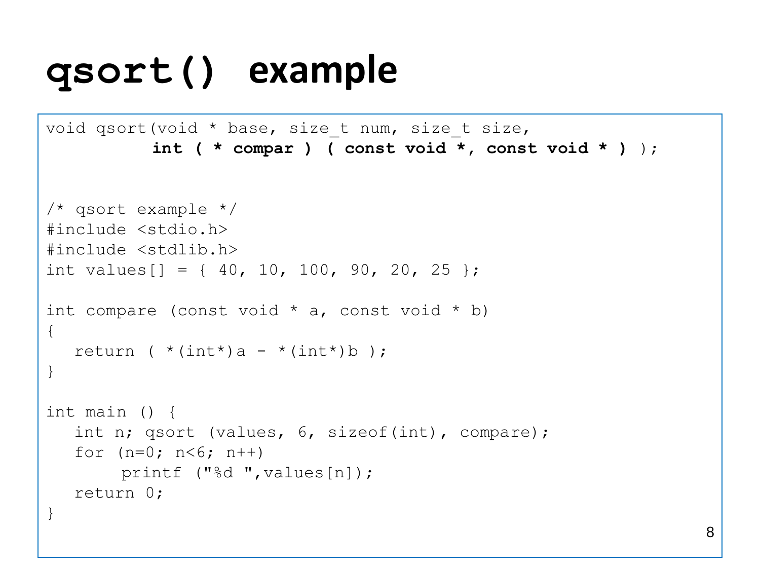# `qsort()` example

```
void qsort(void * base, size_t num, size_t size,
           int ( * compar ) ( const void *, const void * ) );


/* qsort example */
#include <stdio.h>
#include <stdlib.h>
int values[] = { 40, 10, 100, 90, 20, 25 };

int compare (const void * a, const void * b)
{
   return ( *(int*)a - *(int*)b );
}

int main () {
   int n; qsort (values, 6, sizeof(int), compare);
   for (n=0; n<6; n++)
        printf ("%d ",values[n]);
   return 0;
}
```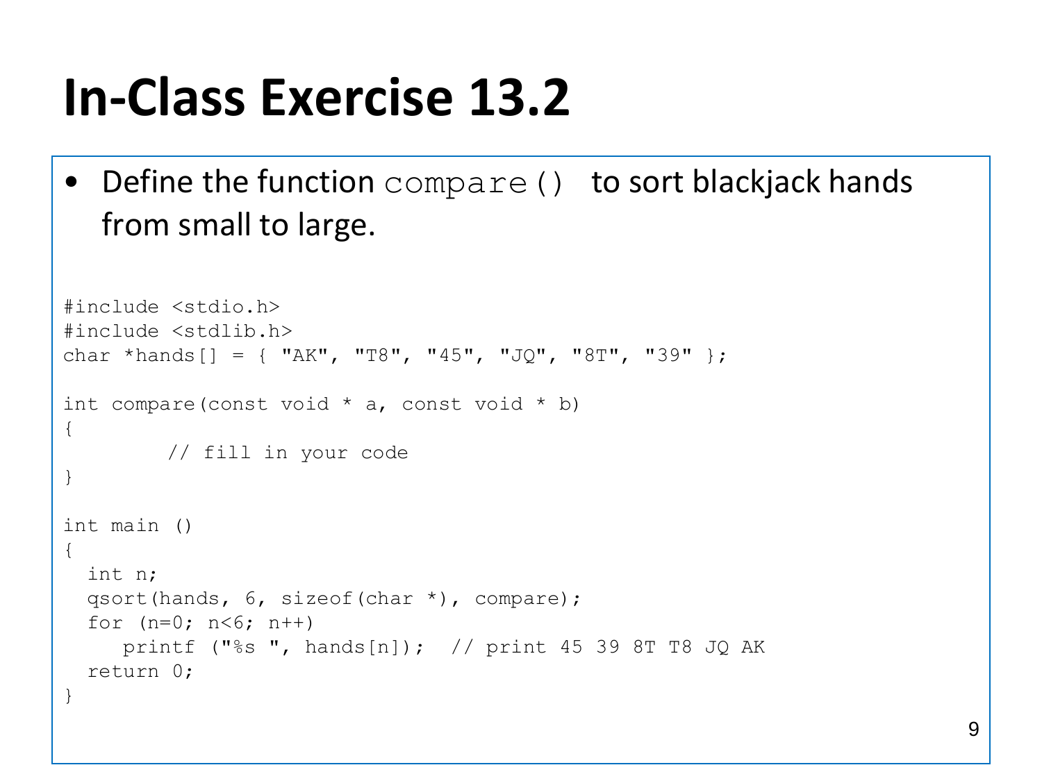# In-Class Exercise 13.2

- Define the function `compare()` to sort blackjack hands from small to large.

```
#include <stdio.h>
#include <stdlib.h>
char *hands[] = { "AK", "T8", "45", "JQ", "8T", "39" };

int compare(const void * a, const void * b)
{
        // fill in your code
}

int main ()
{
  int n;
  qsort(hands, 6, sizeof(char *), compare);
  for (n=0; n<6; n++)
     printf ("%s ", hands[n]);  // print 45 39 8T T8 JQ AK
  return 0;
}
```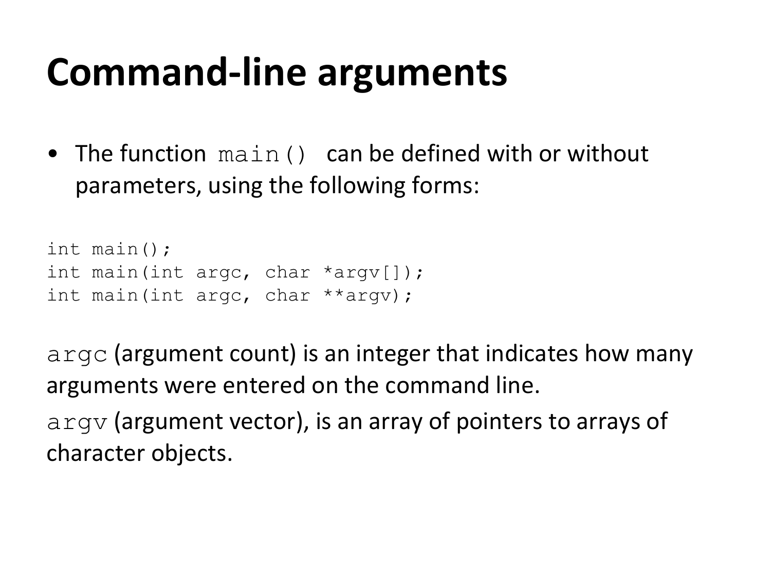# Command-line arguments

- The function `main()` can be defined with or without parameters, using the following forms:

```
int main();
int main(int argc, char *argv[]);
int main(int argc, char **argv);
```

`argc` (argument count) is an integer that indicates how many arguments were entered on the command line.

`argv` (argument vector), is an array of pointers to arrays of character objects.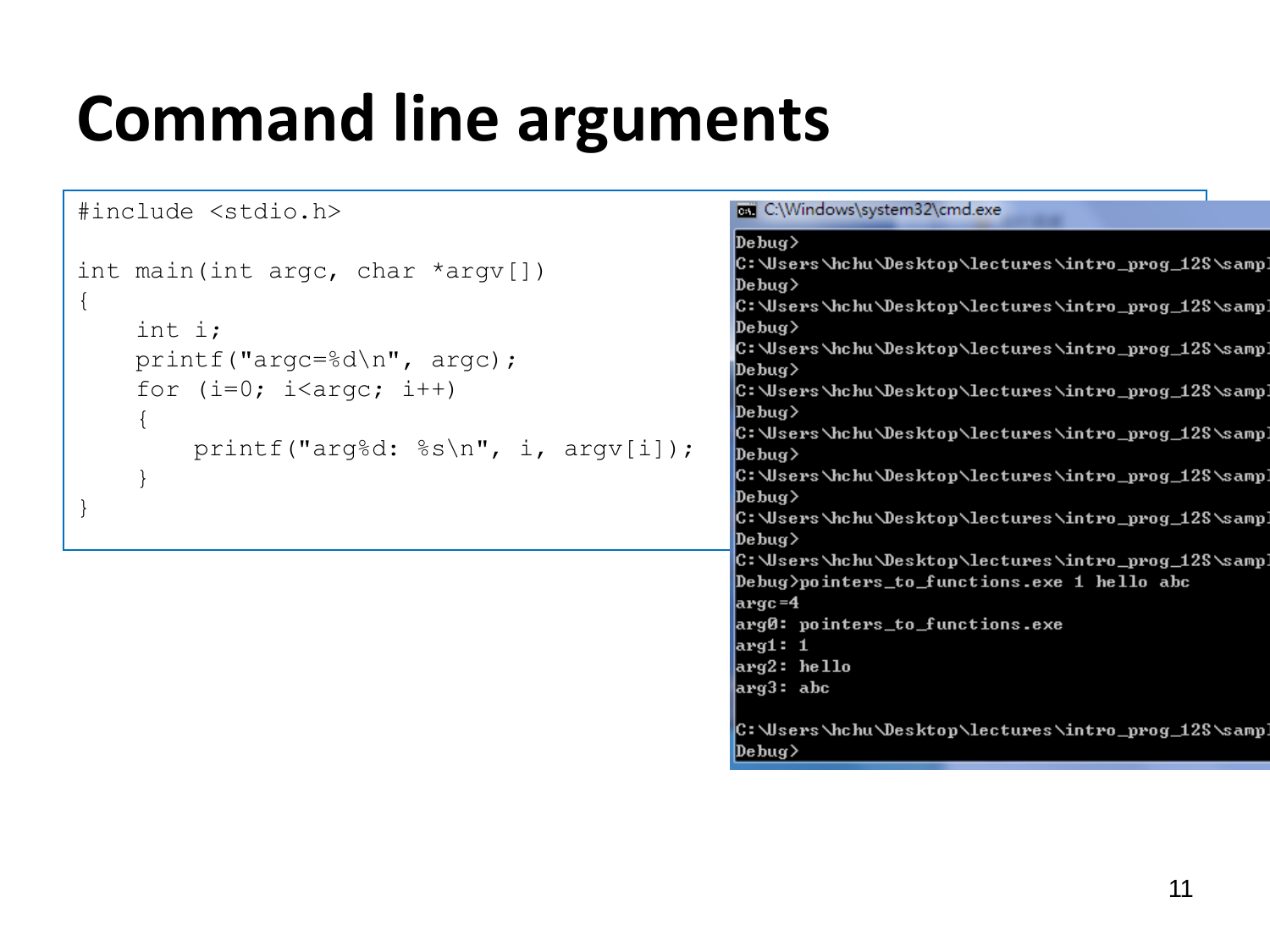# Command line arguments

```c
#include <stdio.h>

int main(int argc, char *argv[])
{
    int i;
    printf("argc=%d\n", argc);
    for (i=0; i<argc; i++)
    {
        printf("arg%d: %s\n", i, argv[i]);
    }
}
```

```
C:\Windows\system32\cmd.exe
Debug>
C:\Users\hchu\Desktop\lectures\intro_prog_12S\sampl
Debug>
C:\Users\hchu\Desktop\lectures\intro_prog_12S\sampl
Debug>
C:\Users\hchu\Desktop\lectures\intro_prog_12S\sampl
Debug>
C:\Users\hchu\Desktop\lectures\intro_prog_12S\sampl
Debug>
C:\Users\hchu\Desktop\lectures\intro_prog_12S\sampl
Debug>
C:\Users\hchu\Desktop\lectures\intro_prog_12S\sampl
Debug>
C:\Users\hchu\Desktop\lectures\intro_prog_12S\sampl
Debug>
C:\Users\hchu\Desktop\lectures\intro_prog_12S\sampl
Debug>pointers_to_functions.exe 1 hello abc
argc=4
arg0: pointers_to_functions.exe
arg1: 1
arg2: hello
arg3: abc

C:\Users\hchu\Desktop\lectures\intro_prog_12S\sampl
Debug>
```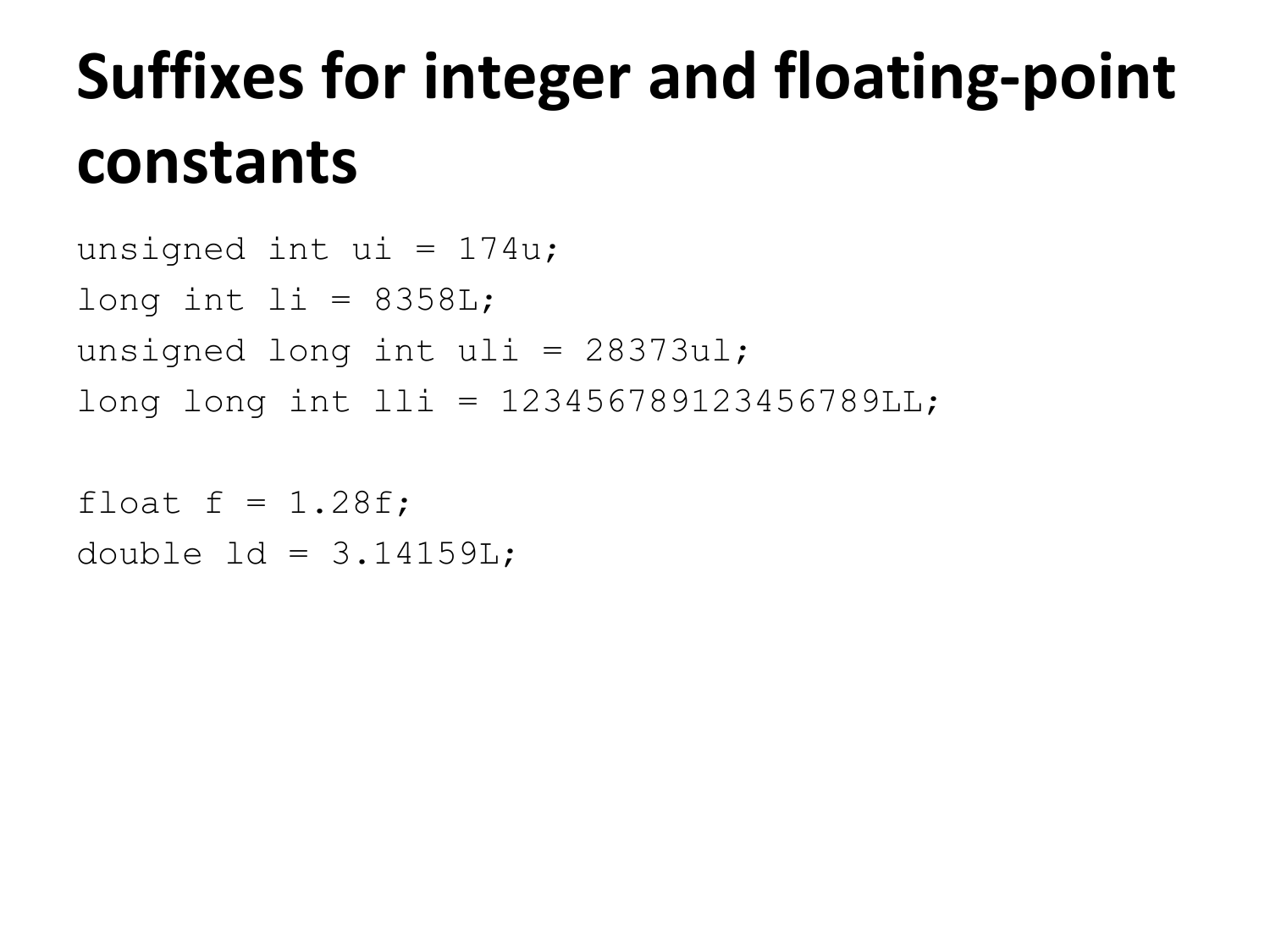# Suffixes for integer and floating-point constants

```
unsigned int ui = 174u;
long int li = 8358L;
unsigned long int uli = 28373ul;
long long int lli = 123456789123456789LL;

float f = 1.28f;
double ld = 3.14159L;
```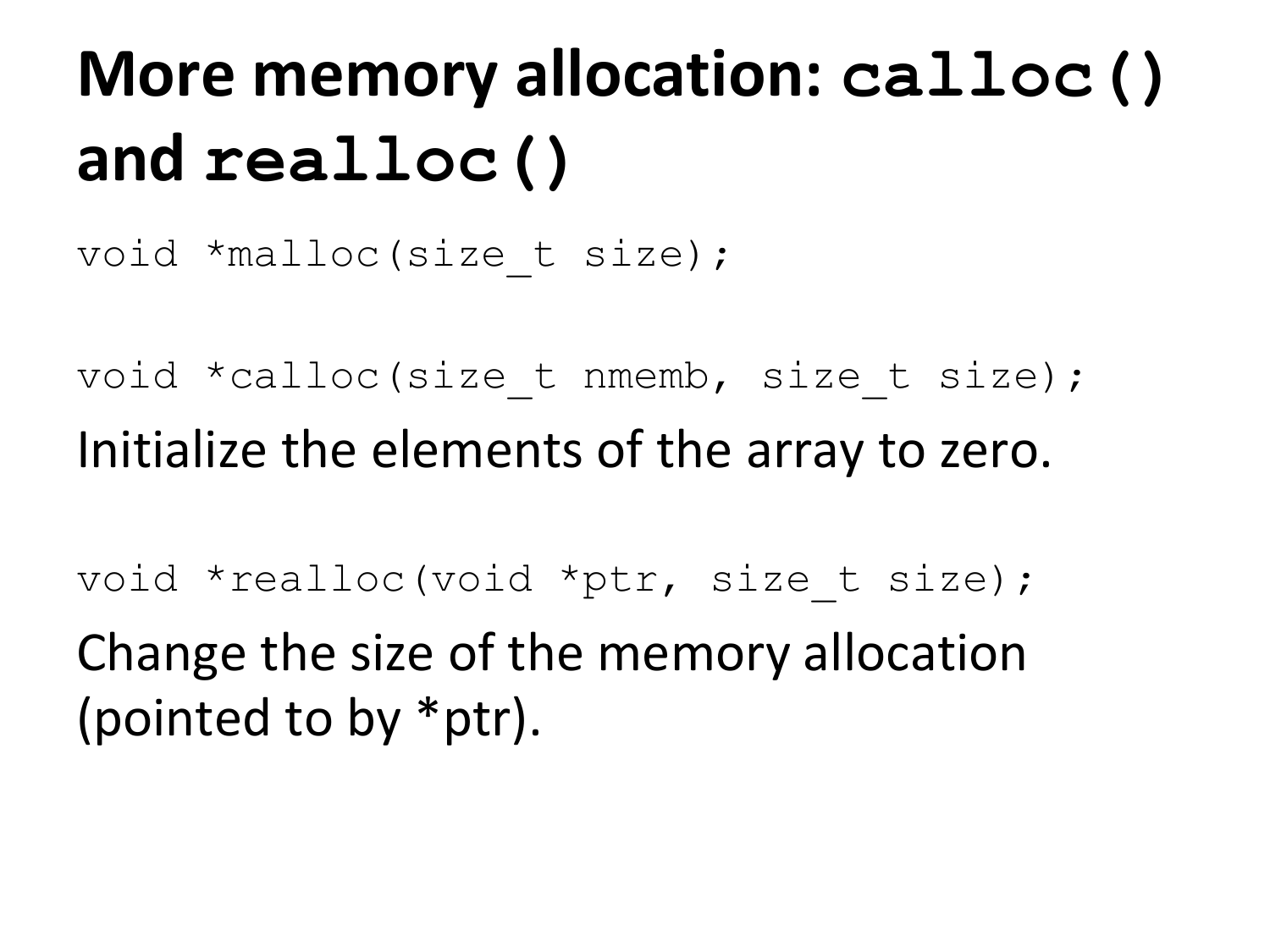# More memory allocation: `calloc()` and `realloc()`

```
void *malloc(size_t size);
```

```
void *calloc(size_t nmemb, size_t size);
```

Initialize the elements of the array to zero.

```
void *realloc(void *ptr, size_t size);
```

Change the size of the memory allocation (pointed to by *ptr).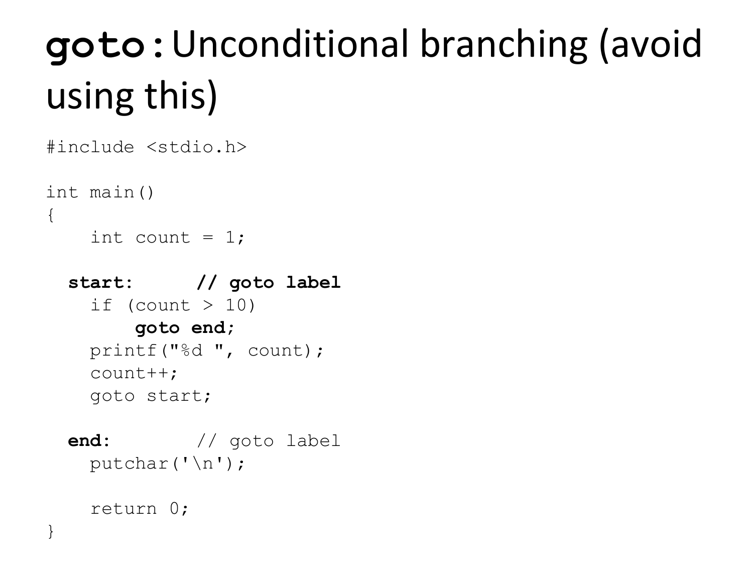# `goto` : Unconditional branching (avoid using this)

```
#include <stdio.h>

int main()
{
    int count = 1;

  start:      // goto label
    if (count > 10)
        goto end;
    printf("%d ", count);
    count++;
    goto start;

  end:        // goto label
    putchar('\n');

    return 0;
}
```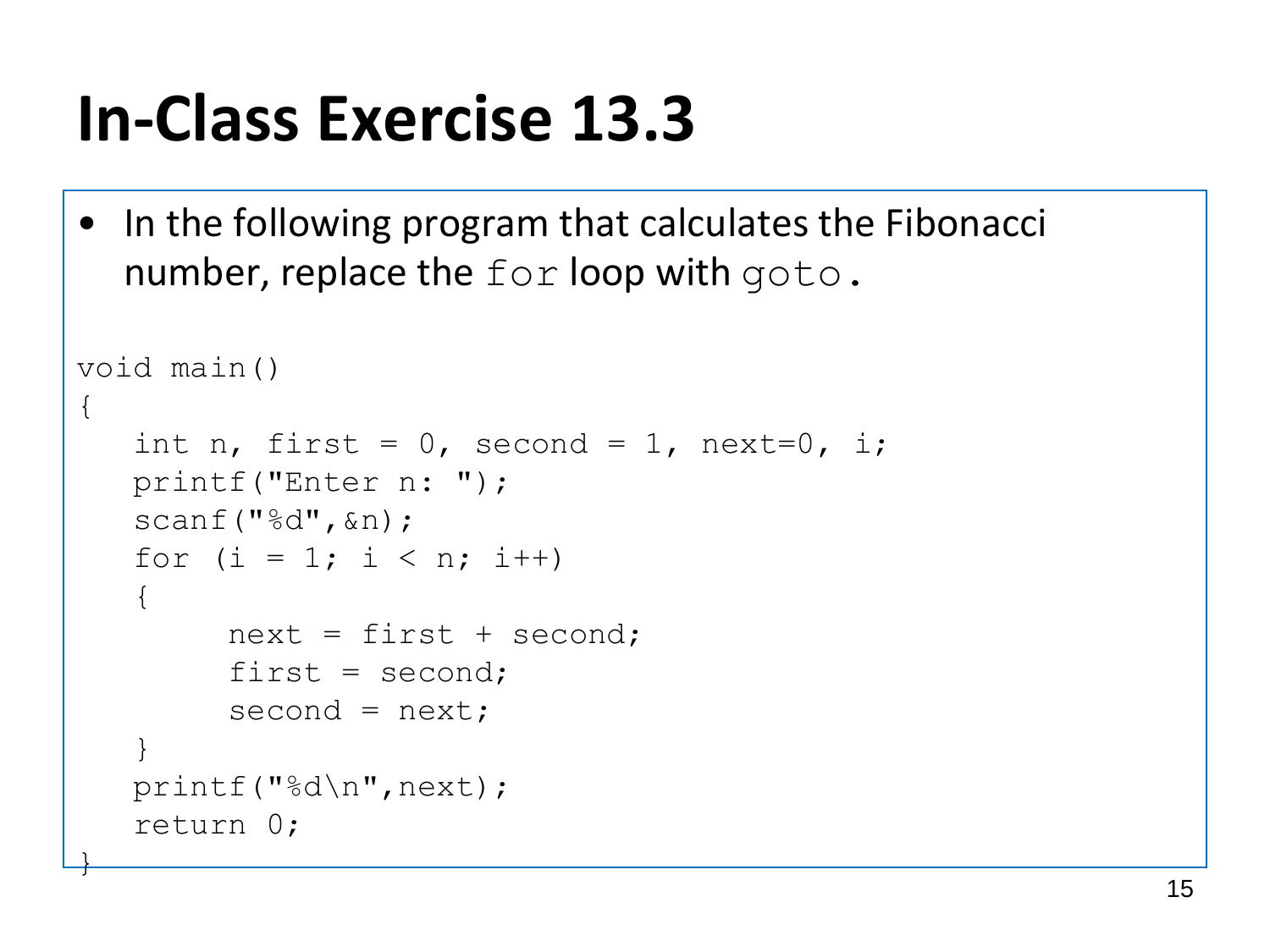# In-Class Exercise 13.3

- In the following program that calculates the Fibonacci number, replace the `for` loop with `goto`.

```
void main()
{
   int n, first = 0, second = 1, next=0, i;
   printf("Enter n: ");
   scanf("%d",&n);
   for (i = 1; i < n; i++)
   {
        next = first + second;
        first = second;
        second = next;
   }
   printf("%d\n",next);
   return 0;
}
```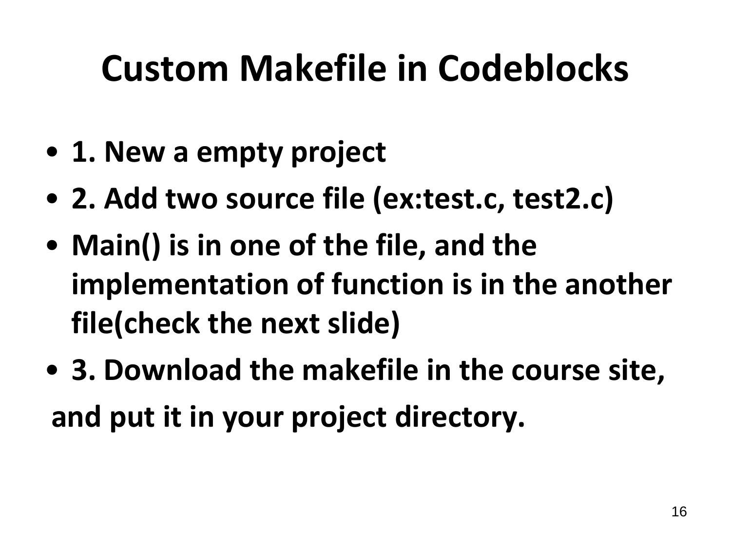# Custom Makefile in Codeblocks

- **1. New a empty project**
- **2. Add two source file (ex:test.c, test2.c)**
- **Main() is in one of the file, and the implementation of function is in the another file(check the next slide)**
- **3. Download the makefile in the course site,**

**and put it in your project directory.**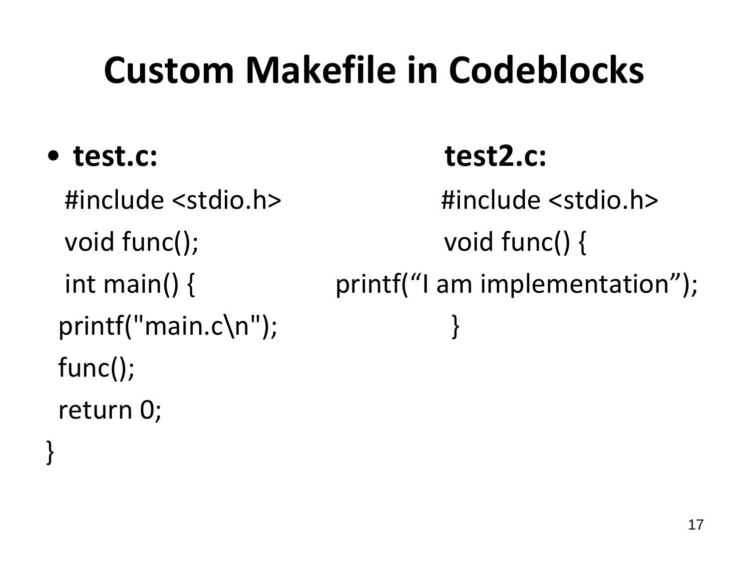# Custom Makefile in Codeblocks

- **test.c:**

```
#include <stdio.h>
void func();
int main() {
printf("main.c\n");
func();
return 0;
}
```

**test2.c:**

```
#include <stdio.h>
void func() {
printf(“I am implementation”);
}
```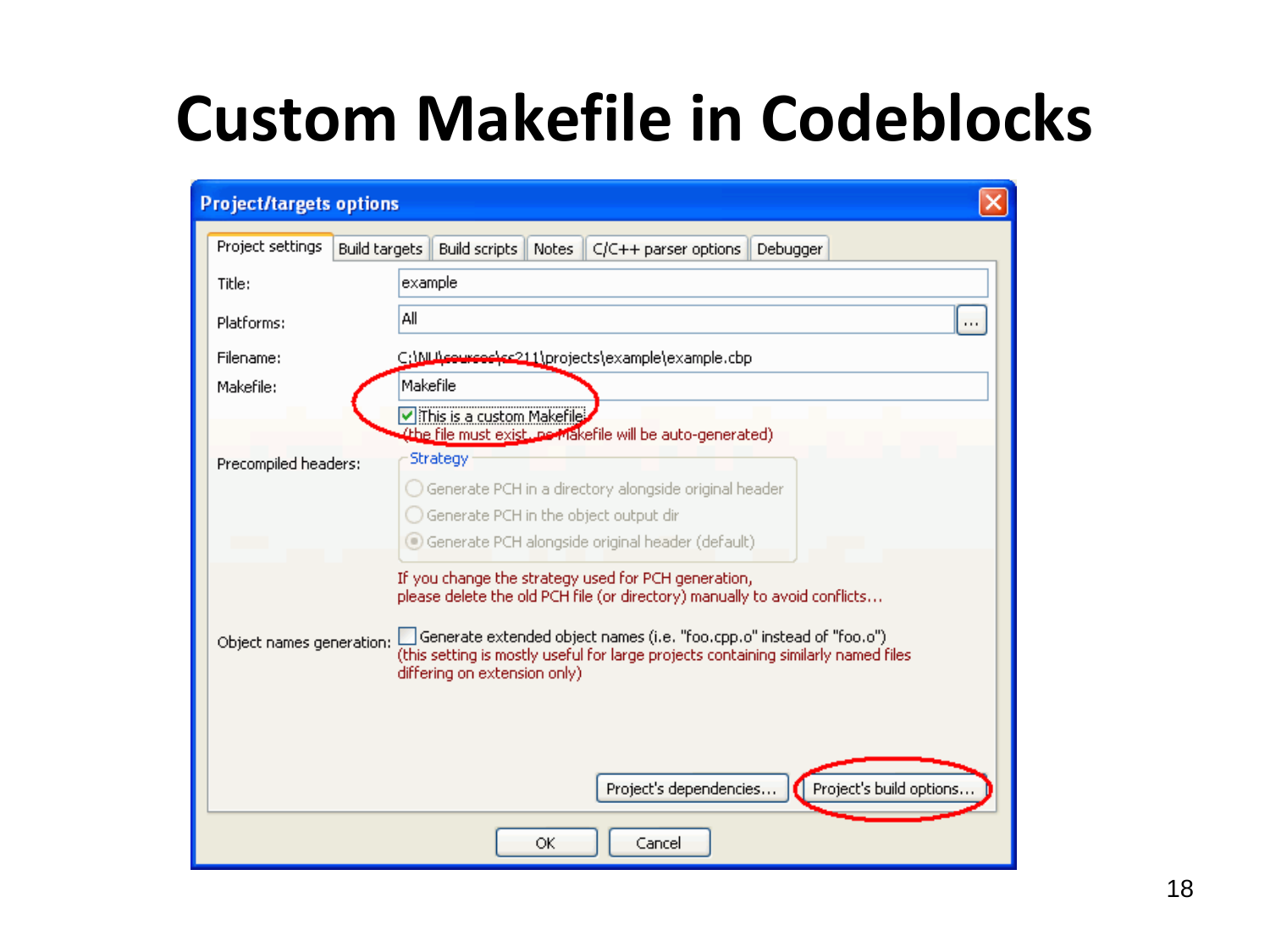# Custom Makefile in Codeblocks

**Project/targets options**

Project settings | Build targets | Build scripts | Notes | C/C++ parser options | Debugger

Title: example

Platforms: All

Filename: C:\NU\courses\cs211\projects\example\example.cbp

Makefile: Makefile

☑ This is a custom Makefile

(the file must exist, no Makefile will be auto-generated)

Precompiled headers:

Strategy

- Generate PCH in a directory alongside original header
- Generate PCH in the object output dir
- Generate PCH alongside original header (default)

If you change the strategy used for PCH generation,
please delete the old PCH file (or directory) manually to avoid conflicts...

Object names generation: ☐ Generate extended object names (i.e. "foo.cpp.o" instead of "foo.o")
(this setting is mostly useful for large projects containing similarly named files differing on extension only)

Project's dependencies... | Project's build options...

OK | Cancel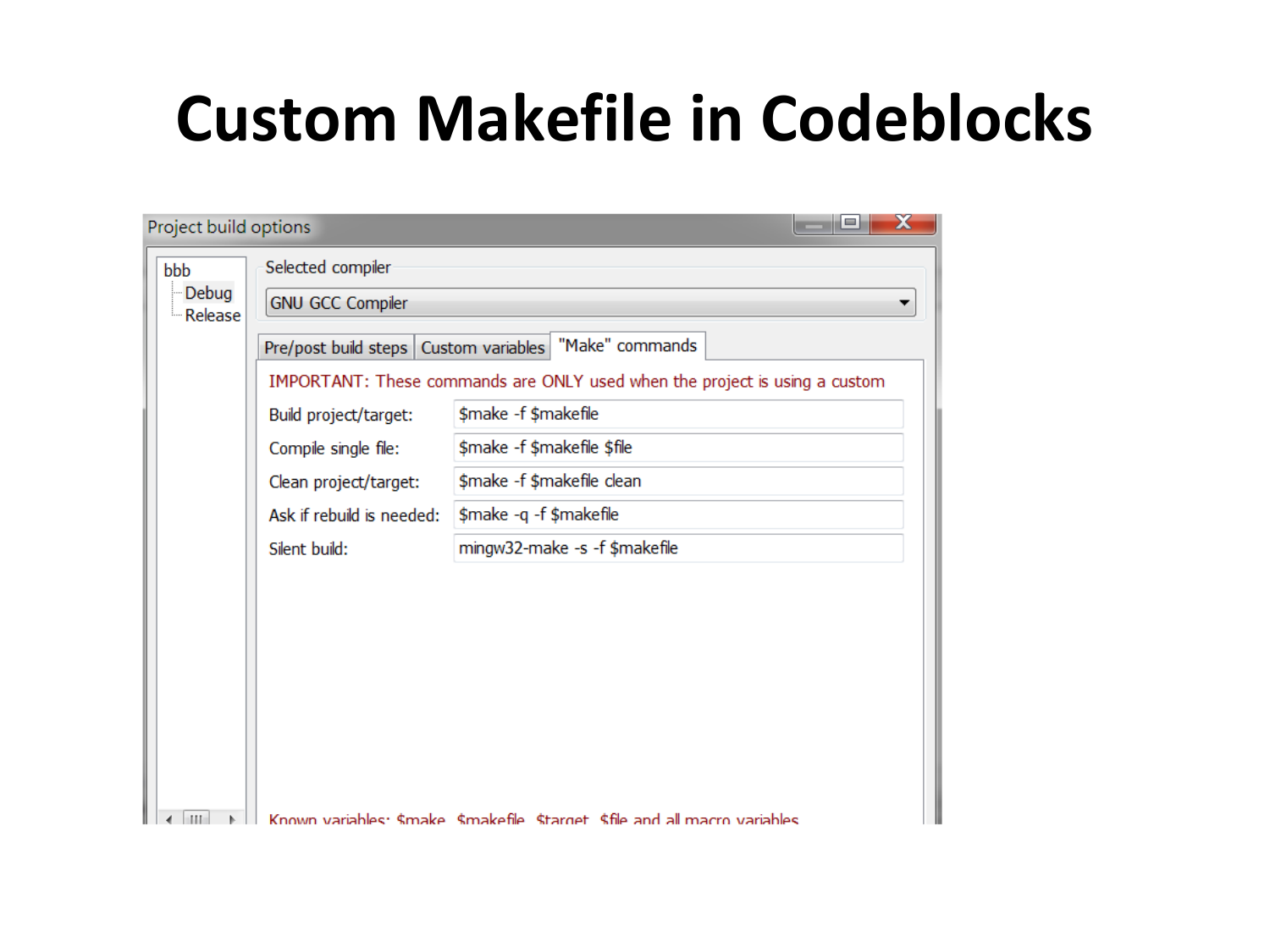# Custom Makefile in Codeblocks

Project build options

bbb
- Debug
- Release

Selected compiler

GNU GCC Compiler

Pre/post build steps | Custom variables | "Make" commands

IMPORTANT: These commands are ONLY used when the project is using a custom

| | |
|---|---|
| Build project/target: | $make -f $makefile |
| Compile single file: | $make -f $makefile $file |
| Clean project/target: | $make -f $makefile clean |
| Ask if rebuild is needed: | $make -q -f $makefile |
| Silent build: | mingw32-make -s -f $makefile |

Known variables: $make, $makefile, $target, $file and all macro variables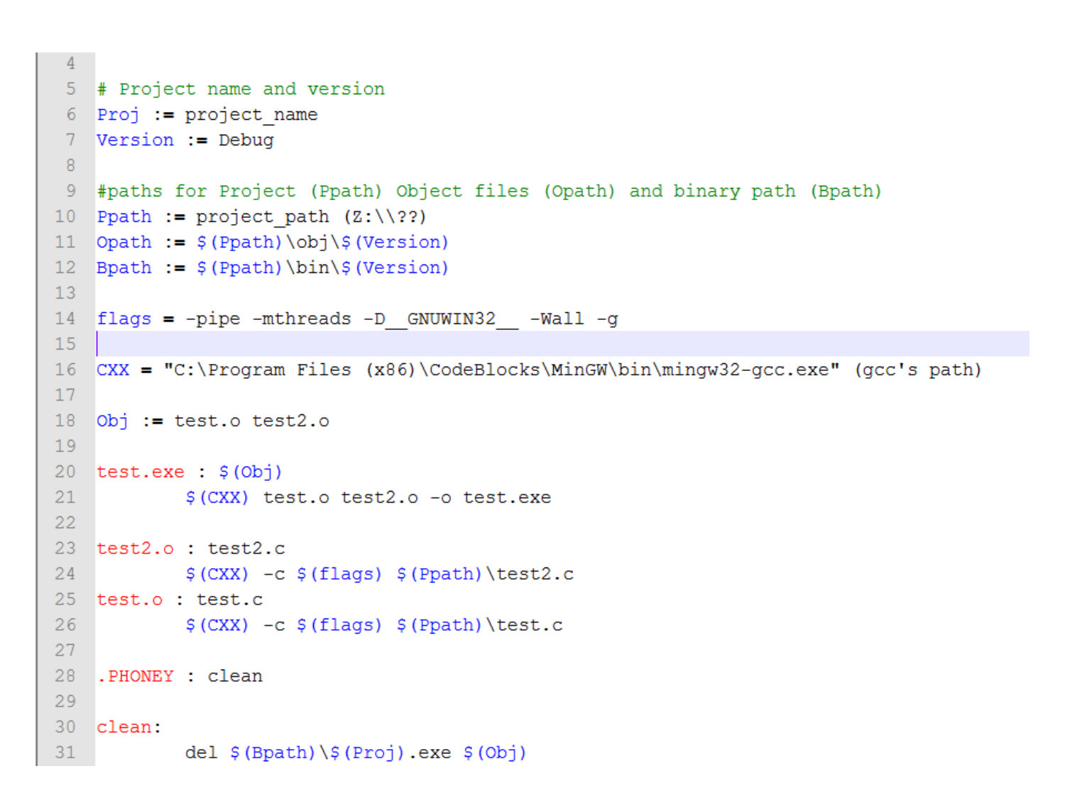```makefile

# Project name and version
Proj := project_name
Version := Debug

#paths for Project (Ppath) Object files (Opath) and binary path (Bpath)
Ppath := project_path (Z:\\??)
Opath := $(Ppath)\obj\$(Version)
Bpath := $(Ppath)\bin\$(Version)

flags = -pipe -mthreads -D__GNUWIN32__ -Wall -g

CXX = "C:\Program Files (x86)\CodeBlocks\MinGW\bin\mingw32-gcc.exe" (gcc's path)

Obj := test.o test2.o

test.exe : $(Obj)
	$(CXX) test.o test2.o -o test.exe

test2.o : test2.c
	$(CXX) -c $(flags) $(Ppath)\test2.c
test.o : test.c
	$(CXX) -c $(flags) $(Ppath)\test.c

.PHONEY : clean

clean:
	del $(Bpath)\$(Proj).exe $(Obj)
```